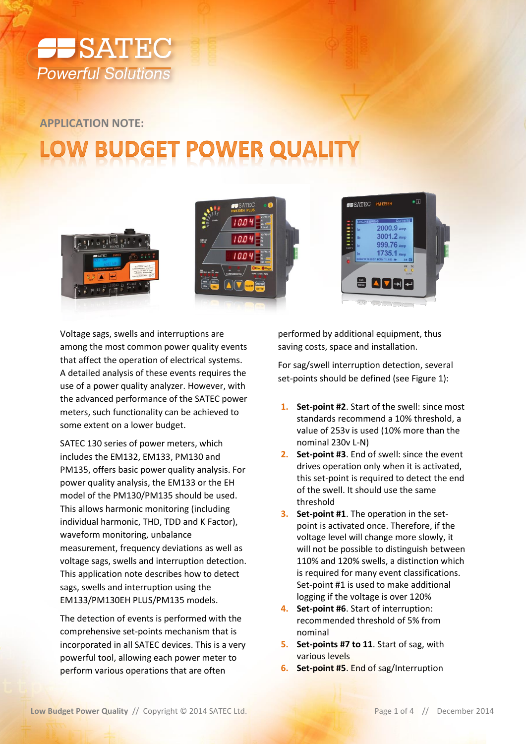APPLICATION NOTE:

# LOW BUDGET POWER QUALITY

Voltage sags, swells and interruptions are among the most common power quality events that affect the operation of electrical systems. A detailed analysis of these events requires the use of a power quality analyzer. However, with the advanced performance of the SATEC power meters, such functionality can be achieved to some extent on a lower budget.

SATEC 130 series of power meters, which includes the EM132, EM133, PM130 and PM135, offers basic power quality analysis. For power quality analysis, the EM133 or the EH model of the PM130/PM135 should be used. This allows harmonic monitoring (including individual harmonic, THD, TDD and K Factor), waveform monitoring, unbalance measurement, frequency deviations as well as voltage sags, swells and interruption detection. This application note describes how to detect sags, swells and interruption using the EM133/PM130EH PLUS/PM135 models.

The detection of events is performed with the comprehensive set-points mechanism that is incorporated in all SATEC devices. This is a very powerful tool, allowing each power meter to perform various operations that are often performed by additional equipment, thus saving costs, space and installation.

For sag/swell interruption detection, several set-points should be defined (see Figure 1):

1. **Set-point #2**. Start of the swell: since most standards recommend a 10% threshold, a value of 253v is used (10% more than the nominal 230v L-N)
2. **Set-point #3**. End of swell: since the event drives operation only when it is activated, this set-point is required to detect the end of the swell. It should use the same threshold
3. **Set-point #1**. The operation in the set-point is activated once. Therefore, if the voltage level will change more slowly, it will not be possible to distinguish between 110% and 120% swells, a distinction which is required for many event classifications. Set-point #1 is used to make additional logging if the voltage is over 120%
4. **Set-point #6**. Start of interruption: recommended threshold of 5% from nominal
5. **Set-points #7 to 11**. Start of sag, with various levels
6. **Set-point #5**. End of sag/Interruption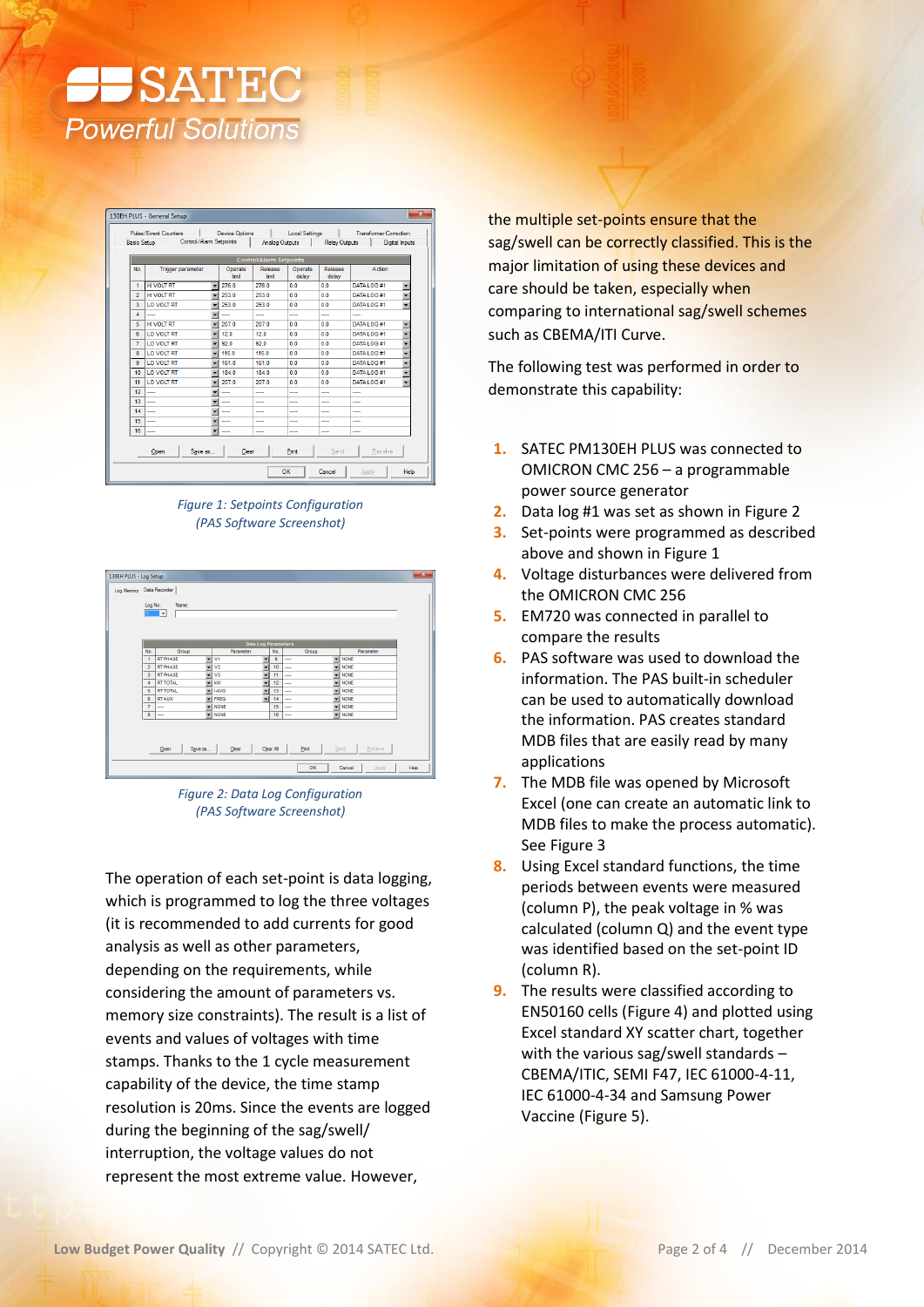*Figure 1: Setpoints Configuration (PAS Software Screenshot)*

*Figure 2: Data Log Configuration (PAS Software Screenshot)*

The operation of each set-point is data logging, which is programmed to log the three voltages (it is recommended to add currents for good analysis as well as other parameters, depending on the requirements, while considering the amount of parameters vs. memory size constraints). The result is a list of events and values of voltages with time stamps. Thanks to the 1 cycle measurement capability of the device, the time stamp resolution is 20ms. Since the events are logged during the beginning of the sag/swell/ interruption, the voltage values do not represent the most extreme value. However, the multiple set-points ensure that the sag/swell can be correctly classified. This is the major limitation of using these devices and care should be taken, especially when comparing to international sag/swell schemes such as CBEMA/ITI Curve.

The following test was performed in order to demonstrate this capability:

1. SATEC PM130EH PLUS was connected to OMICRON CMC 256 – a programmable power source generator
2. Data log #1 was set as shown in Figure 2
3. Set-points were programmed as described above and shown in Figure 1
4. Voltage disturbances were delivered from the OMICRON CMC 256
5. EM720 was connected in parallel to compare the results
6. PAS software was used to download the information. The PAS built-in scheduler can be used to automatically download the information. PAS creates standard MDB files that are easily read by many applications
7. The MDB file was opened by Microsoft Excel (one can create an automatic link to MDB files to make the process automatic). See Figure 3
8. Using Excel standard functions, the time periods between events were measured (column P), the peak voltage in % was calculated (column Q) and the event type was identified based on the set-point ID (column R).
9. The results were classified according to EN50160 cells (Figure 4) and plotted using Excel standard XY scatter chart, together with the various sag/swell standards – CBEMA/ITIC, SEMI F47, IEC 61000-4-11, IEC 61000-4-34 and Samsung Power Vaccine (Figure 5).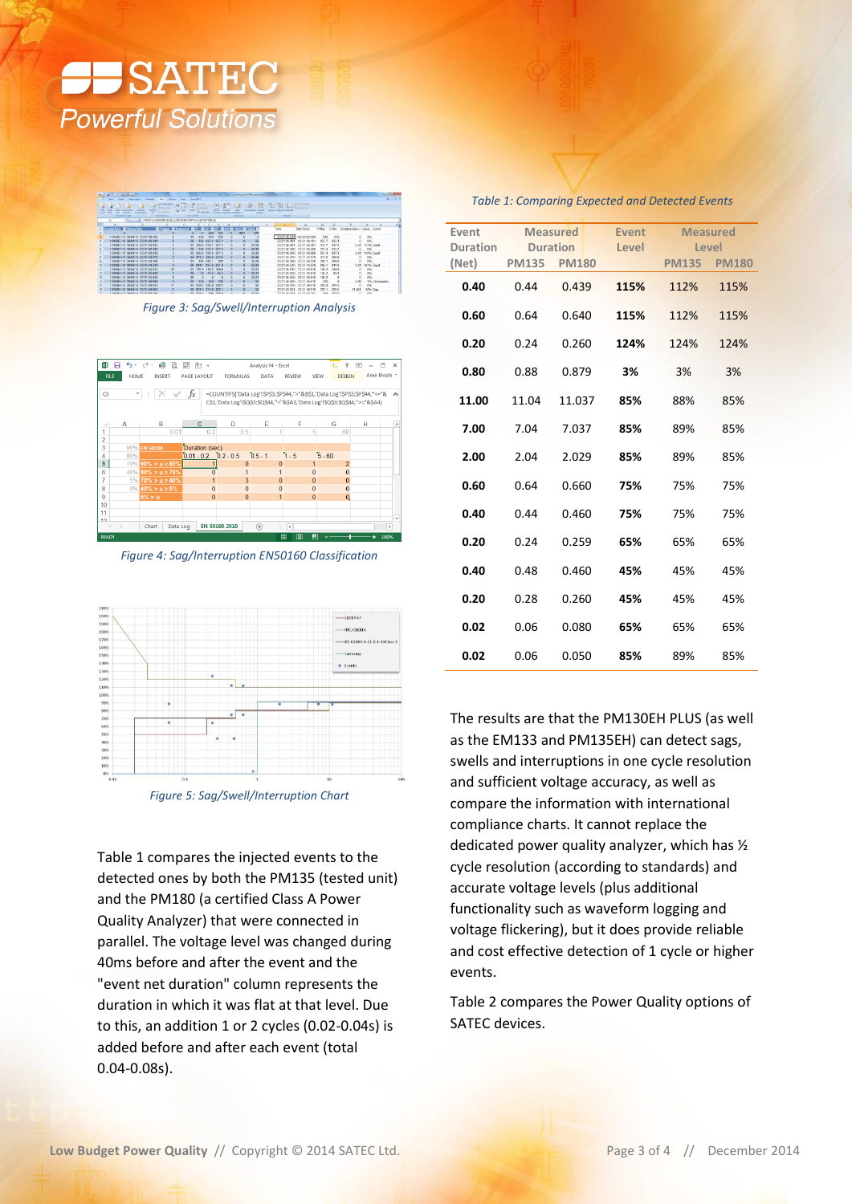Figure 3: Sag/Swell/Interruption Analysis

Figure 4: Sag/Interruption EN50160 Classification

Figure 5: Sag/Swell/Interruption Chart

Table 1 compares the injected events to the detected ones by both the PM135 (tested unit) and the PM180 (a certified Class A Power Quality Analyzer) that were connected in parallel. The voltage level was changed during 40ms before and after the event and the "event net duration" column represents the duration in which it was flat at that level. Due to this, an addition 1 or 2 cycles (0.02-0.04s) is added before and after each event (total 0.04-0.08s).

*Table 1: Comparing Expected and Detected Events*

| Event Duration (Net) | Measured Duration | | Event Level | Measured Level | |
|---|---|---|---|---|---|
| | PM135 | PM180 | | PM135 | PM180 |
| **0.40** | 0.44 | 0.439 | **115%** | 112% | 115% |
| **0.60** | 0.64 | 0.640 | **115%** | 112% | 115% |
| **0.20** | 0.24 | 0.260 | **124%** | 124% | 124% |
| **0.80** | 0.88 | 0.879 | **3%** | 3% | 3% |
| **11.00** | 11.04 | 11.037 | **85%** | 88% | 85% |
| **7.00** | 7.04 | 7.037 | **85%** | 89% | 85% |
| **2.00** | 2.04 | 2.029 | **85%** | 89% | 85% |
| **0.60** | 0.64 | 0.660 | **75%** | 75% | 75% |
| **0.40** | 0.44 | 0.460 | **75%** | 75% | 75% |
| **0.20** | 0.24 | 0.259 | **65%** | 65% | 65% |
| **0.40** | 0.48 | 0.460 | **45%** | 45% | 45% |
| **0.20** | 0.28 | 0.260 | **45%** | 45% | 45% |
| **0.02** | 0.06 | 0.080 | **65%** | 65% | 65% |
| **0.02** | 0.06 | 0.050 | **85%** | 89% | 85% |

The results are that the PM130EH PLUS (as well as the EM133 and PM135EH) can detect sags, swells and interruptions in one cycle resolution and sufficient voltage accuracy, as well as compare the information with international compliance charts. It cannot replace the dedicated power quality analyzer, which has ½ cycle resolution (according to standards) and accurate voltage levels (plus additional functionality such as waveform logging and voltage flickering), but it does provide reliable and cost effective detection of 1 cycle or higher events.

Table 2 compares the Power Quality options of SATEC devices.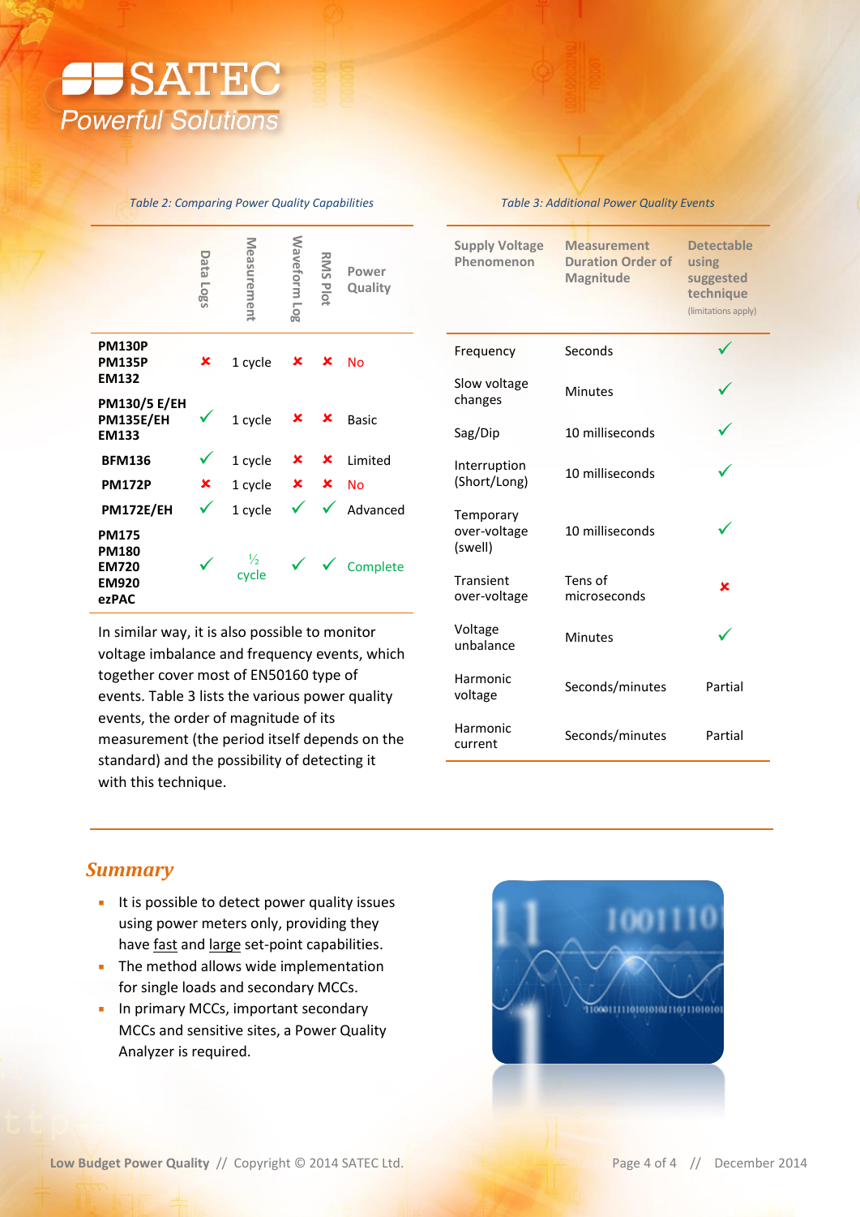Table 2: Comparing Power Quality Capabilities

| | Data Logs | Measurement | Waveform Log | RMS Plot | Power Quality |
|---|---|---|---|---|---|
| PM130P PM135P EM132 | ✘ | 1 cycle | ✘ | ✘ | No |
| PM130/5 E/EH PM135E/EH EM133 | ✓ | 1 cycle | ✘ | ✘ | Basic |
| BFM136 | ✓ | 1 cycle | ✘ | ✘ | Limited |
| PM172P | ✘ | 1 cycle | ✘ | ✘ | No |
| PM172E/EH | ✓ | 1 cycle | ✓ | ✓ | Advanced |
| PM175 PM180 EM720 EM920 ezPAC | ✓ | ½ cycle | ✓ | ✓ | Complete |

In similar way, it is also possible to monitor voltage imbalance and frequency events, which together cover most of EN50160 type of events. Table 3 lists the various power quality events, the order of magnitude of its measurement (the period itself depends on the standard) and the possibility of detecting it with this technique.

Table 3: Additional Power Quality Events

| Supply Voltage Phenomenon | Measurement Duration Order of Magnitude | Detectable using suggested technique (limitations apply) |
|---|---|---|
| Frequency | Seconds | ✓ |
| Slow voltage changes | Minutes | ✓ |
| Sag/Dip | 10 milliseconds | ✓ |
| Interruption (Short/Long) | 10 milliseconds | ✓ |
| Temporary over-voltage (swell) | 10 milliseconds | ✓ |
| Transient over-voltage | Tens of microseconds | ✘ |
| Voltage unbalance | Minutes | ✓ |
| Harmonic voltage | Seconds/minutes | Partial |
| Harmonic current | Seconds/minutes | Partial |

## *Summary*

- It is possible to detect power quality issues using power meters only, providing they have fast and large set-point capabilities.
- The method allows wide implementation for single loads and secondary MCCs.
- In primary MCCs, important secondary MCCs and sensitive sites, a Power Quality Analyzer is required.